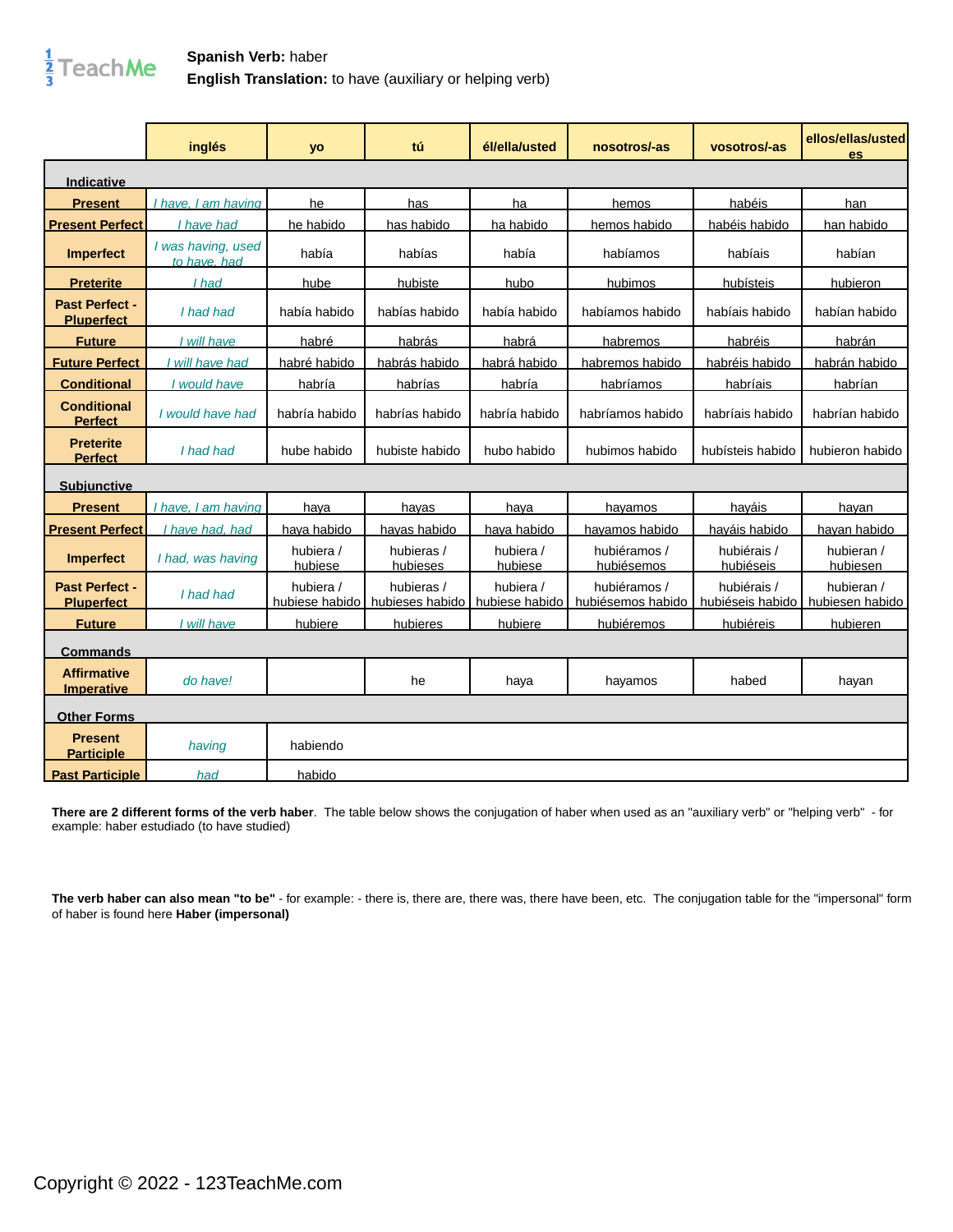**Spanish Verb:** haber
**English Translation:** to have (auxiliary or helping verb)

| | inglés | yo | tú | él/ella/usted | nosotros/-as | vosotros/-as | ellos/ellas/ustedes |
|---|---|---|---|---|---|---|---|
| **Indicative** | | | | | | | |
| **Present** | *I have, I am having* | he | has | ha | hemos | habéis | han |
| **Present Perfect** | *I have had* | he habido | has habido | ha habido | hemos habido | habéis habido | han habido |
| **Imperfect** | *I was having, used to have, had* | había | habías | había | habíamos | habíais | habían |
| **Preterite** | *I had* | hube | hubiste | hubo | hubimos | hubísteis | hubieron |
| **Past Perfect - Pluperfect** | *I had had* | había habido | habías habido | había habido | habíamos habido | habíais habido | habían habido |
| **Future** | *I will have* | habré | habrás | habrá | habremos | habréis | habrán |
| **Future Perfect** | *I will have had* | habré habido | habrás habido | habrá habido | habremos habido | habréis habido | habrán habido |
| **Conditional** | *I would have* | habría | habrías | habría | habríamos | habríais | habrían |
| **Conditional Perfect** | *I would have had* | habría habido | habrías habido | habría habido | habríamos habido | habríais habido | habrían habido |
| **Preterite Perfect** | *I had had* | hube habido | hubiste habido | hubo habido | hubimos habido | hubísteis habido | hubieron habido |
| **Subjunctive** | | | | | | | |
| **Present** | *I have, I am having* | haya | hayas | haya | hayamos | hayáis | hayan |
| **Present Perfect** | *I have had, had* | haya habido | hayas habido | haya habido | hayamos habido | hayáis habido | hayan habido |
| **Imperfect** | *I had, was having* | hubiera / hubiese | hubieras / hubieses | hubiera / hubiese | hubiéramos / hubiésemos | hubiérais / hubiéseis | hubieran / hubiesen |
| **Past Perfect - Pluperfect** | *I had had* | hubiera / hubiese habido | hubieras / hubieses habido | hubiera / hubiese habido | hubiéramos / hubiésemos habido | hubiérais / hubiéseis habido | hubieran / hubiesen habido |
| **Future** | *I will have* | hubiere | hubieres | hubiere | hubiéremos | hubiéreis | hubieren |
| **Commands** | | | | | | | |
| **Affirmative Imperative** | *do have!* | | he | haya | hayamos | habed | hayan |
| **Other Forms** | | | | | | | |
| **Present Participle** | *having* | habiendo | | | | | |
| **Past Participle** | *had* | habido | | | | | |

**There are 2 different forms of the verb haber**. The table below shows the conjugation of haber when used as an "auxiliary verb" or "helping verb" - for example: haber estudiado (to have studied)

**The verb haber can also mean "to be"** - for example: - there is, there are, there was, there have been, etc. The conjugation table for the "impersonal" form of haber is found here **Haber (impersonal)**

Copyright © 2022 - 123TeachMe.com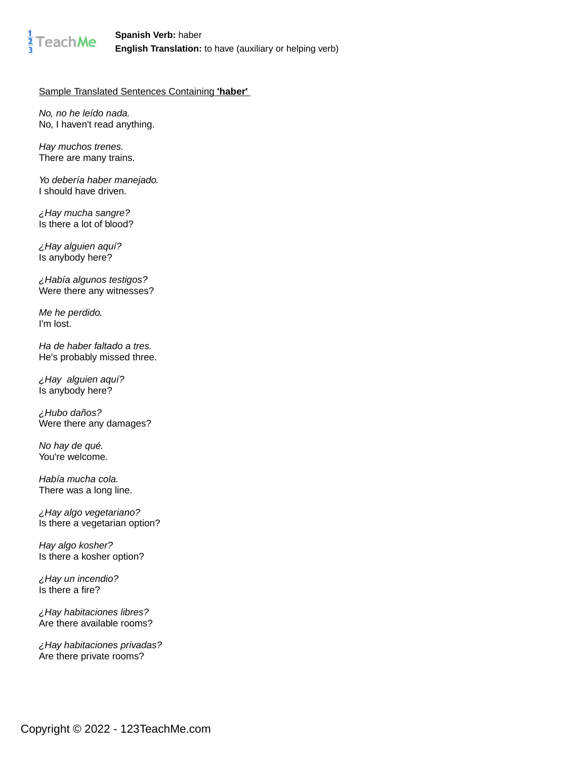**Spanish Verb:** haber
**English Translation:** to have (auxiliary or helping verb)

<u>Sample Translated Sentences Containing **'haber'**</u>

*No, no he leído nada.*
No, I haven't read anything.

*Hay muchos trenes.*
There are many trains.

*Yo debería haber manejado.*
I should have driven.

*¿Hay mucha sangre?*
Is there a lot of blood?

*¿Hay alguien aquí?*
Is anybody here?

*¿Había algunos testigos?*
Were there any witnesses?

*Me he perdido.*
I'm lost.

*Ha de haber faltado a tres.*
He's probably missed three.

*¿Hay  alguien aquí?*
Is anybody here?

*¿Hubo daños?*
Were there any damages?

*No hay de qué.*
You're welcome.

*Había mucha cola.*
There was a long line.

*¿Hay algo vegetariano?*
Is there a vegetarian option?

*Hay algo kosher?*
Is there a kosher option?

*¿Hay un incendio?*
Is there a fire?

*¿Hay habitaciones libres?*
Are there available rooms?

*¿Hay habitaciones privadas?*
Are there private rooms?

Copyright © 2022 - 123TeachMe.com